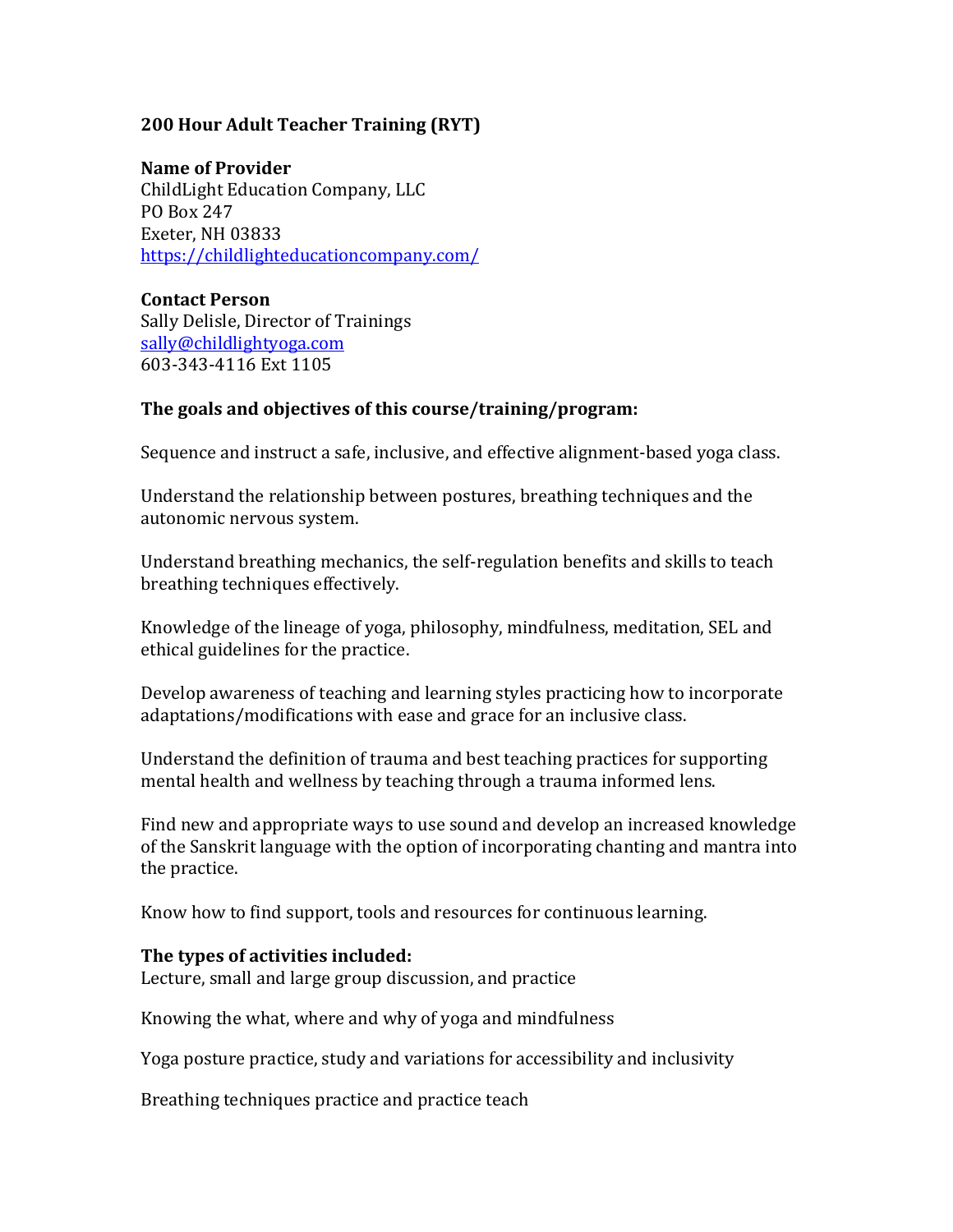## 200 Hour Adult Teacher Training (RYT)

**Name of Provider**
ChildLight Education Company, LLC
PO Box 247
Exeter, NH 03833
https://childlighteducationcompany.com/

**Contact Person**
Sally Delisle, Director of Trainings
sally@childlightyoga.com
603-343-4116 Ext 1105

**The goals and objectives of this course/training/program:**

Sequence and instruct a safe, inclusive, and effective alignment-based yoga class.

Understand the relationship between postures, breathing techniques and the autonomic nervous system.

Understand breathing mechanics, the self-regulation benefits and skills to teach breathing techniques effectively.

Knowledge of the lineage of yoga, philosophy, mindfulness, meditation, SEL and ethical guidelines for the practice.

Develop awareness of teaching and learning styles practicing how to incorporate adaptations/modifications with ease and grace for an inclusive class.

Understand the definition of trauma and best teaching practices for supporting mental health and wellness by teaching through a trauma informed lens.

Find new and appropriate ways to use sound and develop an increased knowledge of the Sanskrit language with the option of incorporating chanting and mantra into the practice.

Know how to find support, tools and resources for continuous learning.

**The types of activities included:**
Lecture, small and large group discussion, and practice

Knowing the what, where and why of yoga and mindfulness

Yoga posture practice, study and variations for accessibility and inclusivity

Breathing techniques practice and practice teach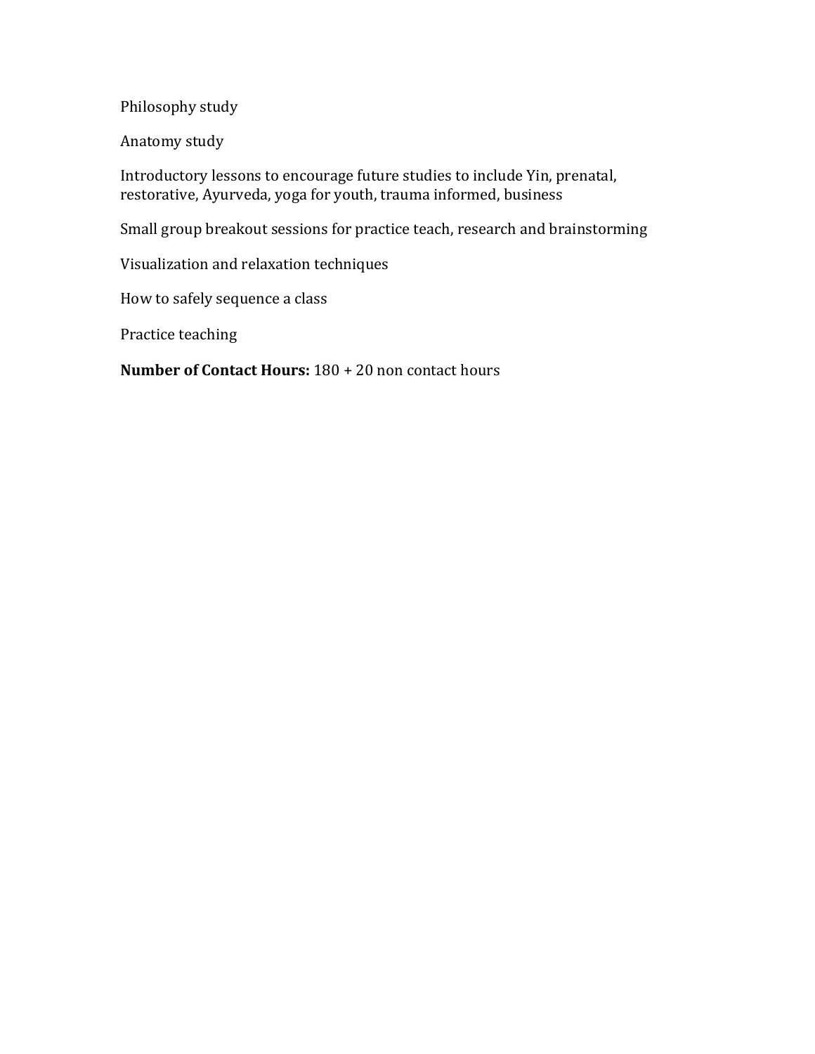Philosophy study

Anatomy study

Introductory lessons to encourage future studies to include Yin, prenatal, restorative, Ayurveda, yoga for youth, trauma informed, business

Small group breakout sessions for practice teach, research and brainstorming

Visualization and relaxation techniques

How to safely sequence a class

Practice teaching

**Number of Contact Hours:** 180 + 20 non contact hours